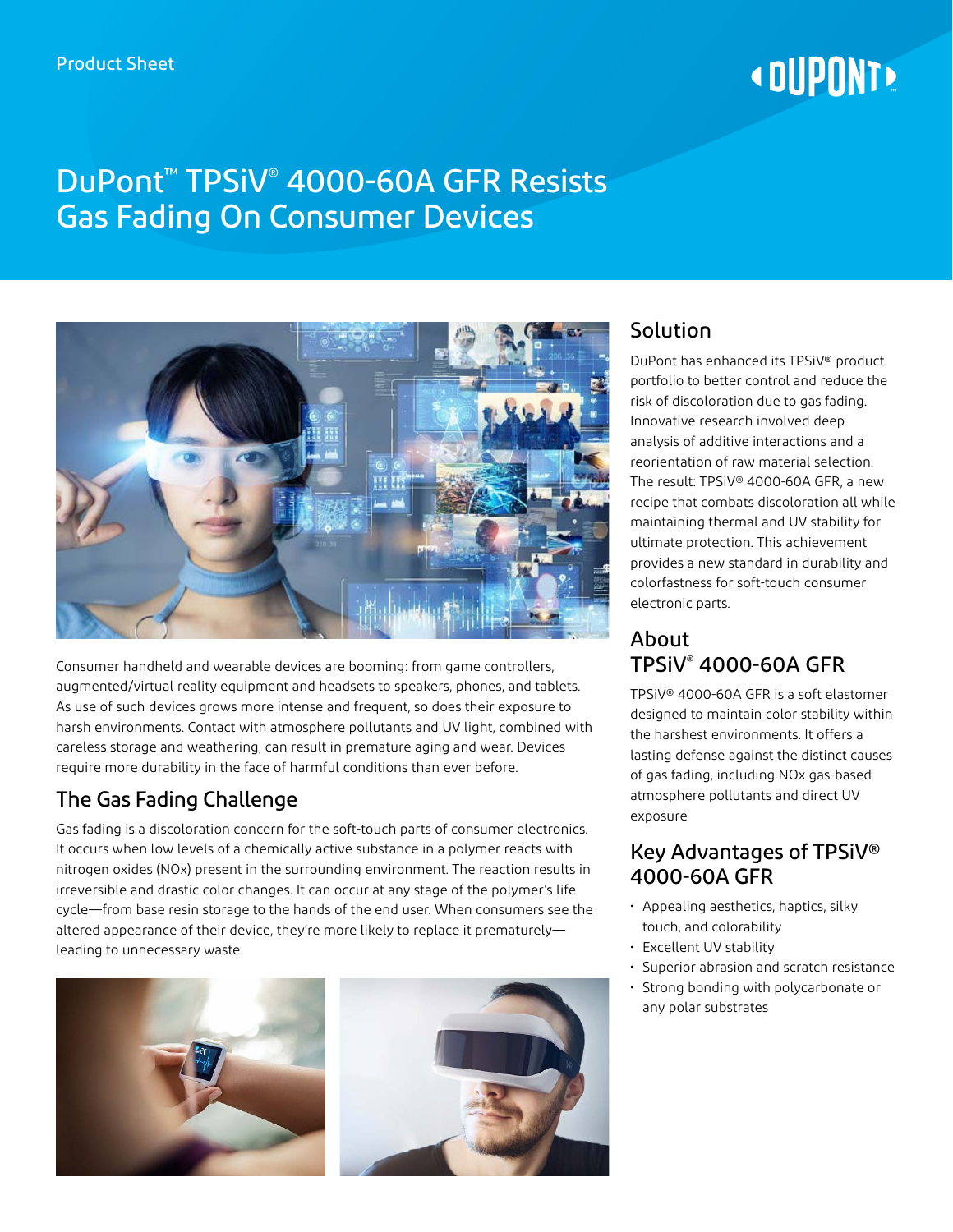Product Sheet

# DuPont™ TPSiV® 4000-60A GFR Resists Gas Fading On Consumer Devices

Consumer handheld and wearable devices are booming: from game controllers, augmented/virtual reality equipment and headsets to speakers, phones, and tablets. As use of such devices grows more intense and frequent, so does their exposure to harsh environments. Contact with atmosphere pollutants and UV light, combined with careless storage and weathering, can result in premature aging and wear. Devices require more durability in the face of harmful conditions than ever before.

## The Gas Fading Challenge

Gas fading is a discoloration concern for the soft-touch parts of consumer electronics. It occurs when low levels of a chemically active substance in a polymer reacts with nitrogen oxides (NOx) present in the surrounding environment. The reaction results in irreversible and drastic color changes. It can occur at any stage of the polymer's life cycle—from base resin storage to the hands of the end user. When consumers see the altered appearance of their device, they're more likely to replace it prematurely—leading to unnecessary waste.

## Solution

DuPont has enhanced its TPSiV® product portfolio to better control and reduce the risk of discoloration due to gas fading. Innovative research involved deep analysis of additive interactions and a reorientation of raw material selection. The result: TPSiV® 4000-60A GFR, a new recipe that combats discoloration all while maintaining thermal and UV stability for ultimate protection. This achievement provides a new standard in durability and colorfastness for soft-touch consumer electronic parts.

## About TPSiV® 4000-60A GFR

TPSiV® 4000-60A GFR is a soft elastomer designed to maintain color stability within the harshest environments. It offers a lasting defense against the distinct causes of gas fading, including NOx gas-based atmosphere pollutants and direct UV exposure

## Key Advantages of TPSiV® 4000-60A GFR

- Appealing aesthetics, haptics, silky touch, and colorability
- Excellent UV stability
- Superior abrasion and scratch resistance
- Strong bonding with polycarbonate or any polar substrates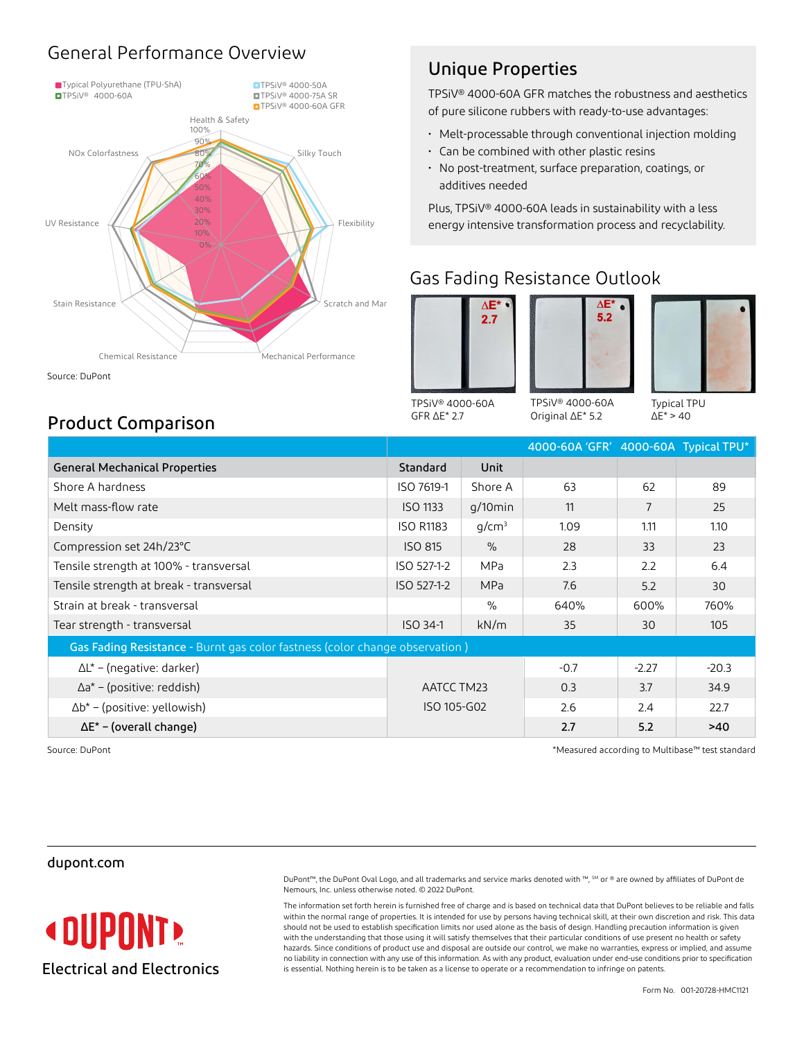## General Performance Overview

Typical Polyurethane (TPU-ShA)
TPSiV® 4000-60A
TPSiV® 4000-50A
TPSiV® 4000-75A SR
TPSiV® 4000-60A GFR

Health & Safety
Silky Touch
Flexibility
Scratch and Mar
Mechanical Performance
Chemical Resistance
Stain Resistance
UV Resistance
NOx Colorfastness

100%
90%
80%
70%
60%
50%
40%
30%
20%
10%
0%

Source: DuPont

## Unique Properties

TPSiV® 4000-60A GFR matches the robustness and aesthetics of pure silicone rubbers with ready-to-use advantages:

- Melt-processable through conventional injection molding
- Can be combined with other plastic resins
- No post-treatment, surface preparation, coatings, or additives needed

Plus, TPSiV® 4000-60A leads in sustainability with a less energy intensive transformation process and recyclability.

## Gas Fading Resistance Outlook

ΔE* 2.7

ΔE* 5.2

TPSiV® 4000-60A GFR ΔE* 2.7

TPSiV® 4000-60A Original ΔE* 5.2

Typical TPU ΔE* > 40

## Product Comparison

| | | | 4000-60A 'GFR' | 4000-60A | Typical TPU* |
|---|---|---|---|---|---|
| **General Mechanical Properties** | **Standard** | **Unit** | | | |
| Shore A hardness | ISO 7619-1 | Shore A | 63 | 62 | 89 |
| Melt mass-flow rate | ISO 1133 | g/10min | 11 | 7 | 25 |
| Density | ISO R1183 | g/cm³ | 1.09 | 1.11 | 1.10 |
| Compression set 24h/23°C | ISO 815 | % | 28 | 33 | 23 |
| Tensile strength at 100% - transversal | ISO 527-1-2 | MPa | 2.3 | 2.2 | 6.4 |
| Tensile strength at break - transversal | ISO 527-1-2 | MPa | 7.6 | 5.2 | 30 |
| Strain at break - transversal | | % | 640% | 600% | 760% |
| Tear strength - transversal | ISO 34-1 | kN/m | 35 | 30 | 105 |
| **Gas Fading Resistance** - Burnt gas color fastness (color change observation ) | | | | | |
| ΔL* – (negative: darker) | AATCC TM23 ISO 105-G02 | | -0.7 | -2.27 | -20.3 |
| Δa* – (positive: reddish) | | | 0.3 | 3.7 | 34.9 |
| Δb* – (positive: yellowish) | | | 2.6 | 2.4 | 22.7 |
| **ΔE* – (overall change)** | | | **2.7** | **5.2** | **>40** |

Source: DuPont

*Measured according to Multibase™ test standard

dupont.com

DuPont™, the DuPont Oval Logo, and all trademarks and service marks denoted with ™, ℠ or ® are owned by affiliates of DuPont de Nemours, Inc. unless otherwise noted. © 2022 DuPont.

The information set forth herein is furnished free of charge and is based on technical data that DuPont believes to be reliable and falls within the normal range of properties. It is intended for use by persons having technical skill, at their own discretion and risk. This data should not be used to establish specification limits nor used alone as the basis of design. Handling precaution information is given with the understanding that those using it will satisfy themselves that their particular conditions of use present no health or safety hazards. Since conditions of product use and disposal are outside our control, we make no warranties, express or implied, and assume no liability in connection with any use of this information. As with any product, evaluation under end-use conditions prior to specification is essential. Nothing herein is to be taken as a license to operate or a recommendation to infringe on patents.

DUPONT

Electrical and Electronics

Form No. 001-20728-HMC1121